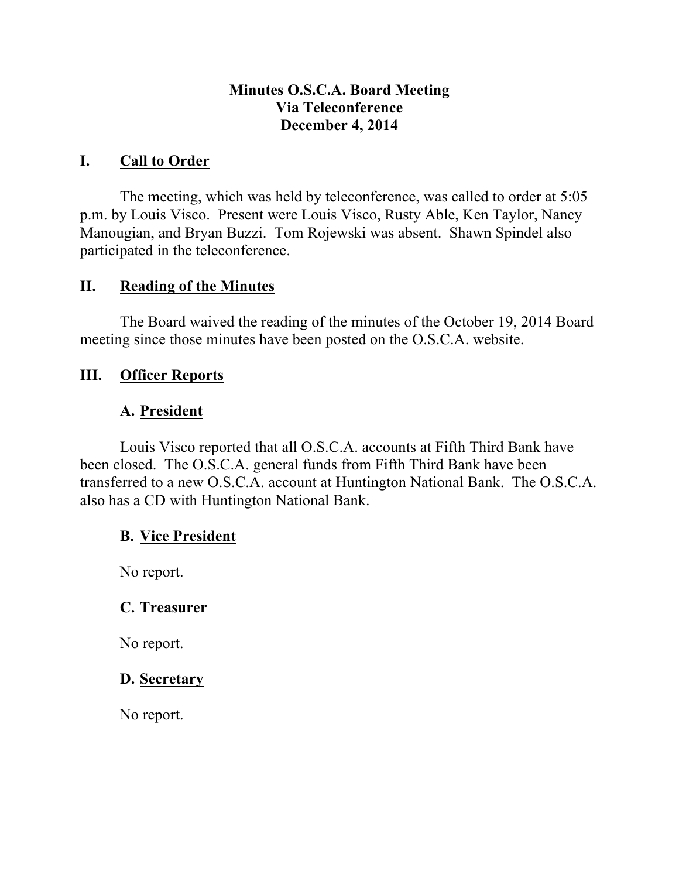# Minutes O.S.C.A. Board Meeting
# Via Teleconference
# December 4, 2014

## I. Call to Order

The meeting, which was held by teleconference, was called to order at 5:05 p.m. by Louis Visco. Present were Louis Visco, Rusty Able, Ken Taylor, Nancy Manougian, and Bryan Buzzi. Tom Rojewski was absent. Shawn Spindel also participated in the teleconference.

## II. Reading of the Minutes

The Board waived the reading of the minutes of the October 19, 2014 Board meeting since those minutes have been posted on the O.S.C.A. website.

## III. Officer Reports

### A. President

Louis Visco reported that all O.S.C.A. accounts at Fifth Third Bank have been closed. The O.S.C.A. general funds from Fifth Third Bank have been transferred to a new O.S.C.A. account at Huntington National Bank. The O.S.C.A. also has a CD with Huntington National Bank.

### B. Vice President

No report.

### C. Treasurer

No report.

### D. Secretary

No report.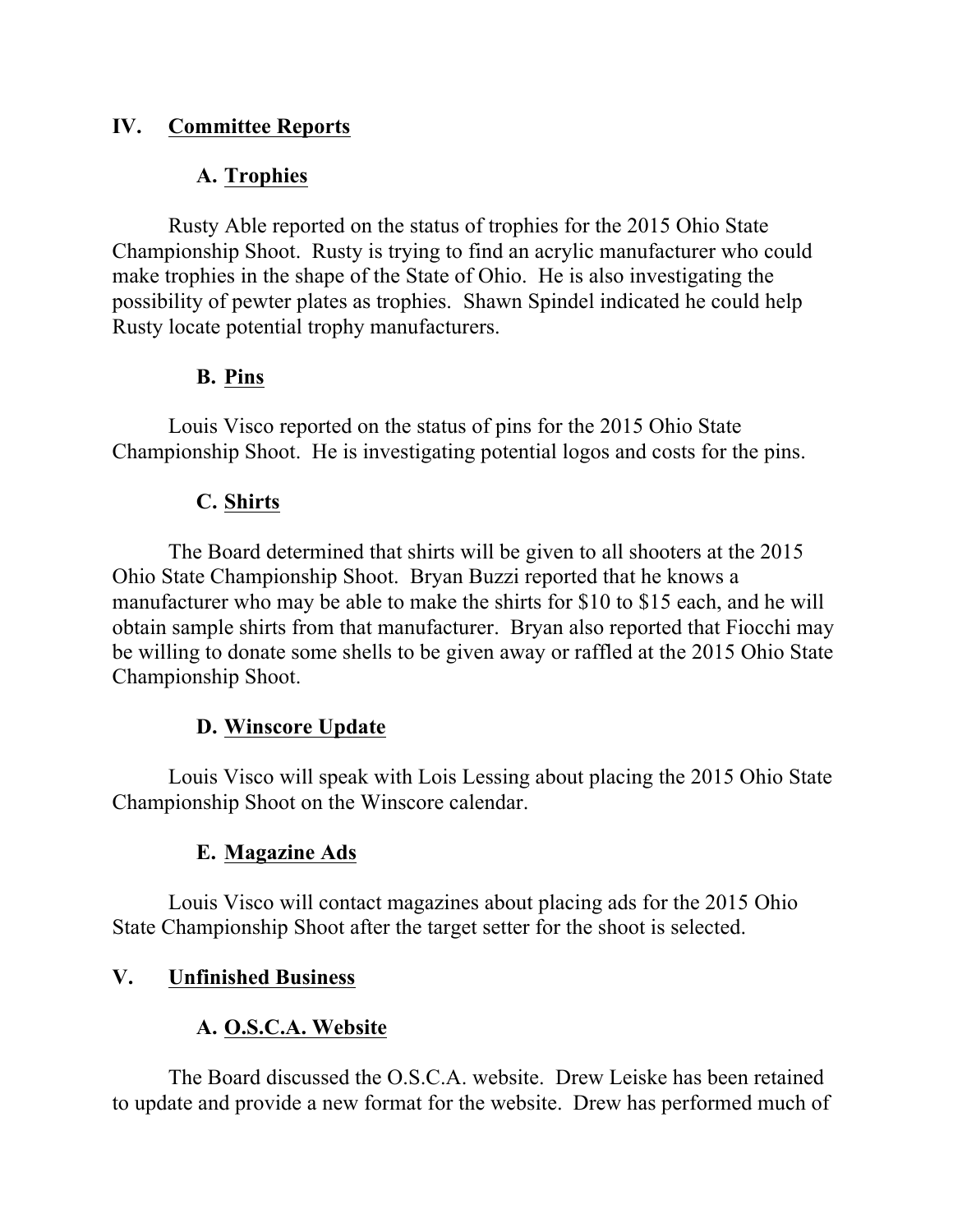## IV. Committee Reports

### A. Trophies

Rusty Able reported on the status of trophies for the 2015 Ohio State Championship Shoot. Rusty is trying to find an acrylic manufacturer who could make trophies in the shape of the State of Ohio. He is also investigating the possibility of pewter plates as trophies. Shawn Spindel indicated he could help Rusty locate potential trophy manufacturers.

### B. Pins

Louis Visco reported on the status of pins for the 2015 Ohio State Championship Shoot. He is investigating potential logos and costs for the pins.

### C. Shirts

The Board determined that shirts will be given to all shooters at the 2015 Ohio State Championship Shoot. Bryan Buzzi reported that he knows a manufacturer who may be able to make the shirts for $10 to $15 each, and he will obtain sample shirts from that manufacturer. Bryan also reported that Fiocchi may be willing to donate some shells to be given away or raffled at the 2015 Ohio State Championship Shoot.

### D. Winscore Update

Louis Visco will speak with Lois Lessing about placing the 2015 Ohio State Championship Shoot on the Winscore calendar.

### E. Magazine Ads

Louis Visco will contact magazines about placing ads for the 2015 Ohio State Championship Shoot after the target setter for the shoot is selected.

## V. Unfinished Business

### A. O.S.C.A. Website

The Board discussed the O.S.C.A. website. Drew Leiske has been retained to update and provide a new format for the website. Drew has performed much of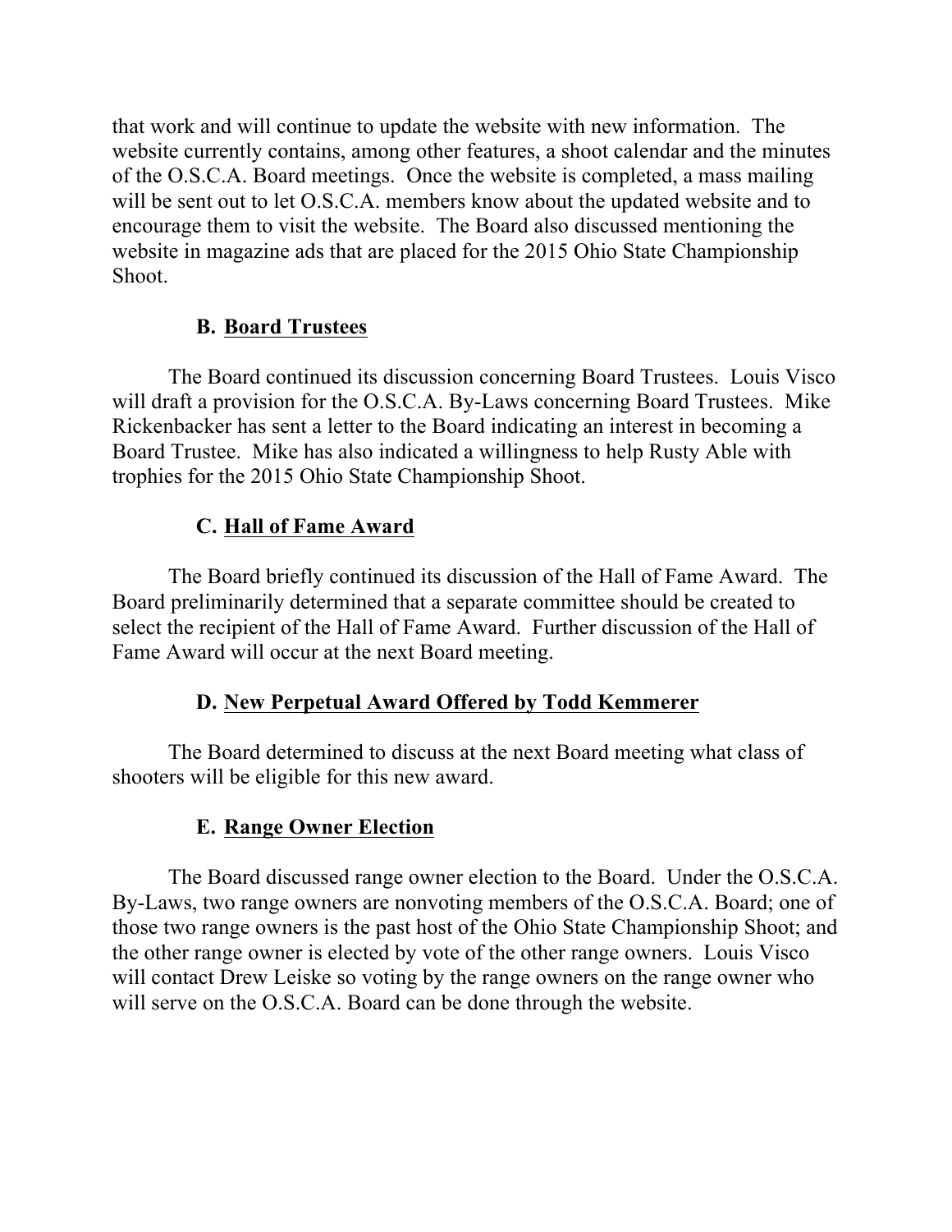that work and will continue to update the website with new information. The website currently contains, among other features, a shoot calendar and the minutes of the O.S.C.A. Board meetings. Once the website is completed, a mass mailing will be sent out to let O.S.C.A. members know about the updated website and to encourage them to visit the website. The Board also discussed mentioning the website in magazine ads that are placed for the 2015 Ohio State Championship Shoot.

### B. Board Trustees

The Board continued its discussion concerning Board Trustees. Louis Visco will draft a provision for the O.S.C.A. By-Laws concerning Board Trustees. Mike Rickenbacker has sent a letter to the Board indicating an interest in becoming a Board Trustee. Mike has also indicated a willingness to help Rusty Able with trophies for the 2015 Ohio State Championship Shoot.

### C. Hall of Fame Award

The Board briefly continued its discussion of the Hall of Fame Award. The Board preliminarily determined that a separate committee should be created to select the recipient of the Hall of Fame Award. Further discussion of the Hall of Fame Award will occur at the next Board meeting.

### D. New Perpetual Award Offered by Todd Kemmerer

The Board determined to discuss at the next Board meeting what class of shooters will be eligible for this new award.

### E. Range Owner Election

The Board discussed range owner election to the Board. Under the O.S.C.A. By-Laws, two range owners are nonvoting members of the O.S.C.A. Board; one of those two range owners is the past host of the Ohio State Championship Shoot; and the other range owner is elected by vote of the other range owners. Louis Visco will contact Drew Leiske so voting by the range owners on the range owner who will serve on the O.S.C.A. Board can be done through the website.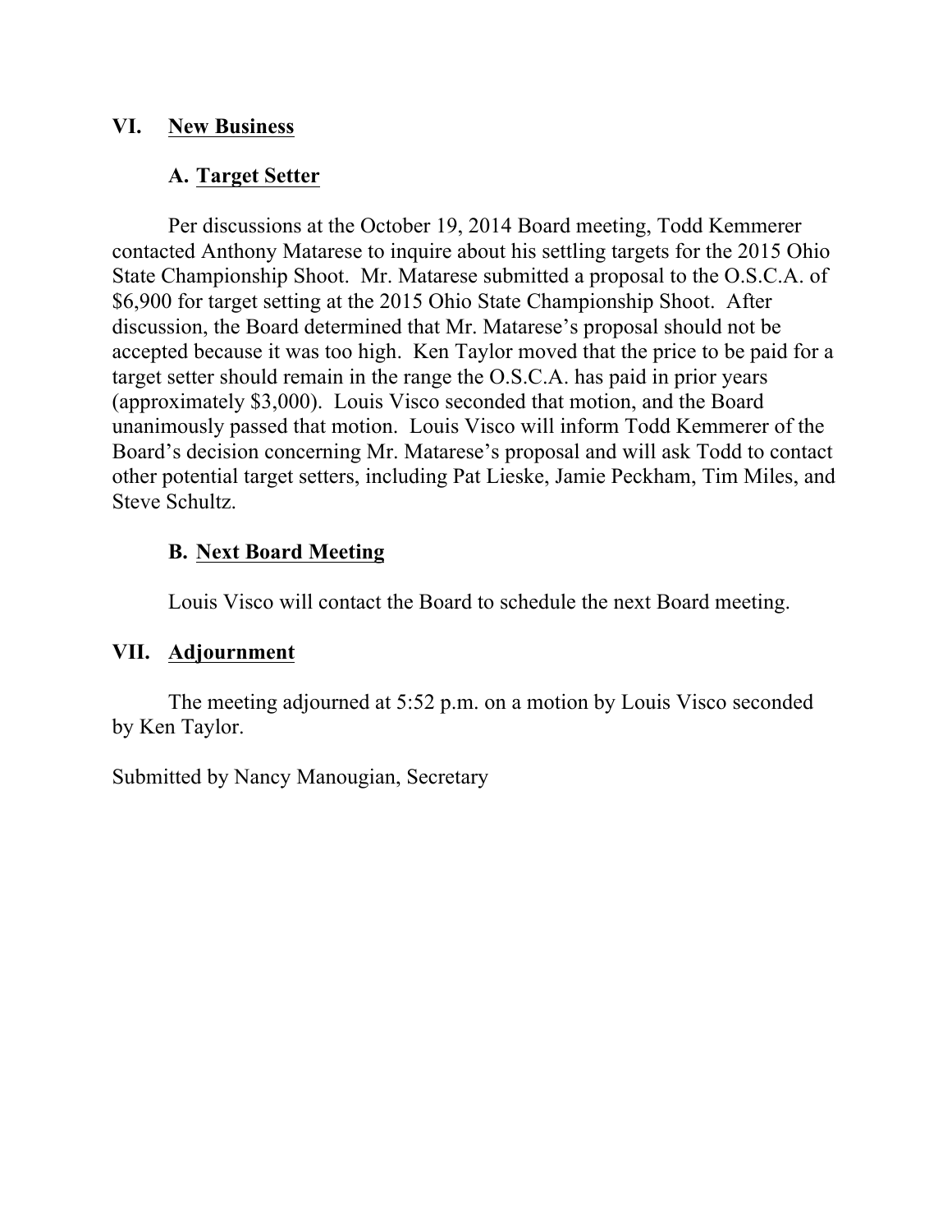## VI. New Business

### A. Target Setter

Per discussions at the October 19, 2014 Board meeting, Todd Kemmerer contacted Anthony Matarese to inquire about his settling targets for the 2015 Ohio State Championship Shoot. Mr. Matarese submitted a proposal to the O.S.C.A. of $6,900 for target setting at the 2015 Ohio State Championship Shoot. After discussion, the Board determined that Mr. Matarese's proposal should not be accepted because it was too high. Ken Taylor moved that the price to be paid for a target setter should remain in the range the O.S.C.A. has paid in prior years (approximately $3,000). Louis Visco seconded that motion, and the Board unanimously passed that motion. Louis Visco will inform Todd Kemmerer of the Board's decision concerning Mr. Matarese's proposal and will ask Todd to contact other potential target setters, including Pat Lieske, Jamie Peckham, Tim Miles, and Steve Schultz.

### B. Next Board Meeting

Louis Visco will contact the Board to schedule the next Board meeting.

## VII. Adjournment

The meeting adjourned at 5:52 p.m. on a motion by Louis Visco seconded by Ken Taylor.

Submitted by Nancy Manougian, Secretary